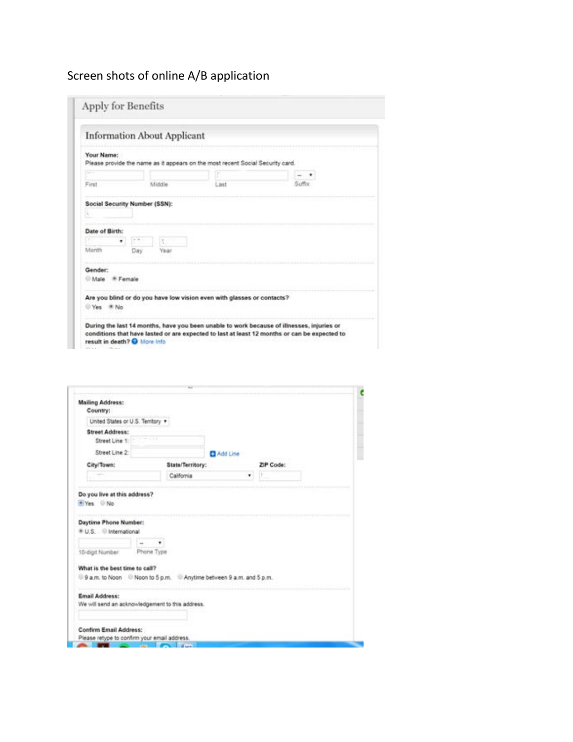Screen shots of online A/B application

# Apply for Benefits

## Information About Applicant

**Your Name:**
Please provide the name as it appears on the most recent Social Security card.

First | Middle | Last | Suffix

**Social Security Number (SSN):**

**Date of Birth:**

Month | Day | Year

**Gender:**
Male | Female

**Are you blind or do you have low vision even with glasses or contacts?**
Yes | No

**During the last 14 months, have you been unable to work because of illnesses, injuries or conditions that have lasted or are expected to last at least 12 months or can be expected to result in death?** More Info

**Mailing Address:**

**Country:**
United States or U.S. Territory

**Street Address:**
Street Line 1:
Street Line 2: | Add Line

**City/Town:** | **State/Territory:** California | **ZIP Code:**

**Do you live at this address?**
Yes | No

**Daytime Phone Number:**
U.S. | International

10-digit Number | Phone Type

**What is the best time to call?**
9 a.m. to Noon | Noon to 5 p.m. | Anytime between 9 a.m. and 5 p.m.

**Email Address:**
We will send an acknowledgement to this address.

**Confirm Email Address:**
Please retype to confirm your email address.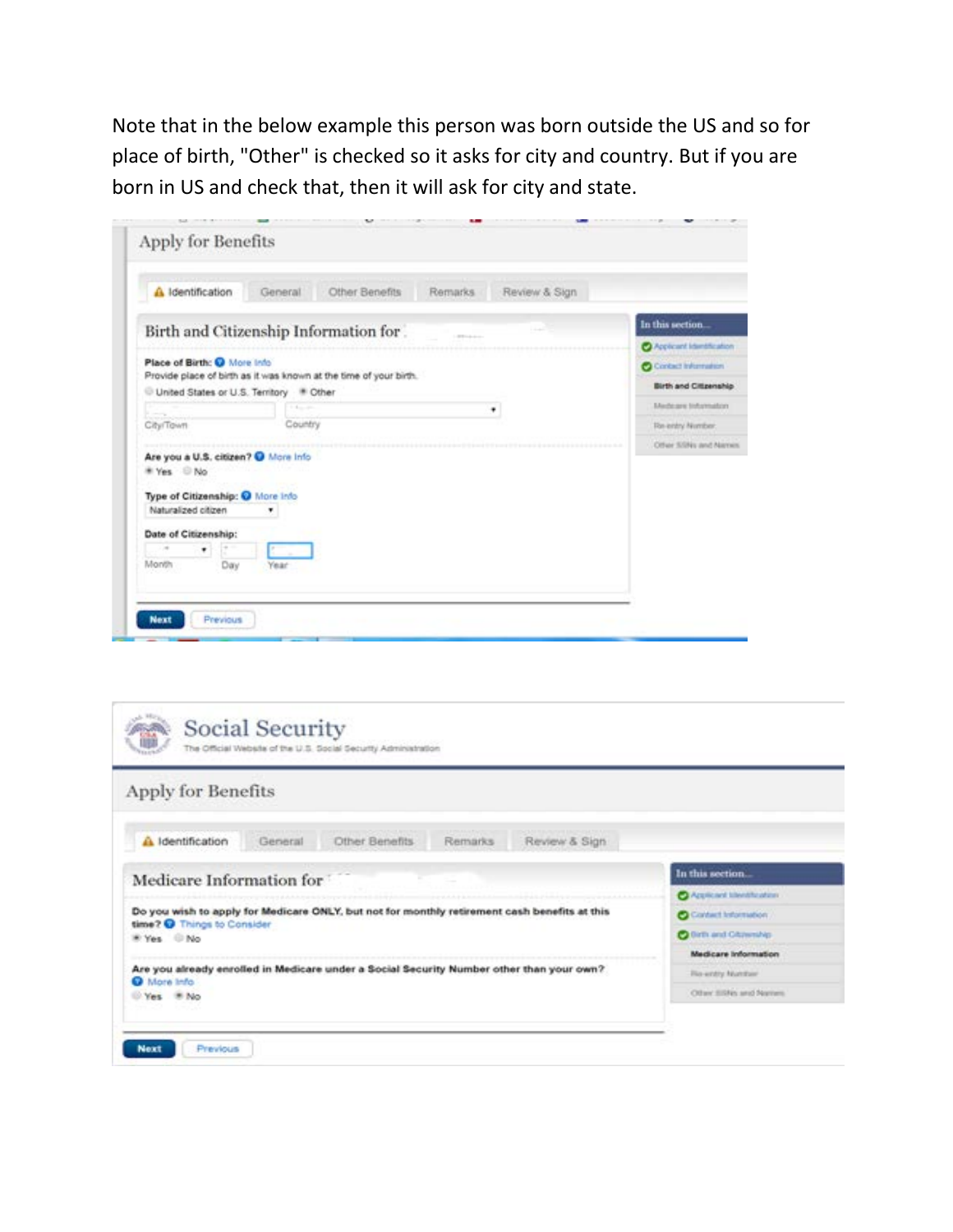Note that in the below example this person was born outside the US and so for place of birth, "Other" is checked so it asks for city and country. But if you are born in US and check that, then it will ask for city and state.

Apply for Benefits

Identification | General | Other Benefits | Remarks | Review & Sign

## Birth and Citizenship Information for

**Place of Birth:** More Info

Provide place of birth as it was known at the time of your birth.

○ United States or U.S. Territory ◉ Other

City/Town Country

**Are you a U.S. citizen?** More Info

◉ Yes ○ No

**Type of Citizenship:** More Info

Naturalized citizen

**Date of Citizenship:**

Month Day Year

Next Previous

In this section...

- Applicant Identification
- Contact Information
- Birth and Citizenship
- Medicare Information
- Re-entry Number
- Other SSNs and Names

Social Security

The Official Website of the U.S. Social Security Administration

Apply for Benefits

Identification | General | Other Benefits | Remarks | Review & Sign

## Medicare Information for

**Do you wish to apply for Medicare ONLY, but not for monthly retirement cash benefits at this time?** Things to Consider

◉ Yes ○ No

**Are you already enrolled in Medicare under a Social Security Number other than your own?** More Info

○ Yes ◉ No

Next Previous

In this section...

- Applicant Identification
- Contact Information
- Birth and Citizenship
- Medicare Information
- Re-entry Number
- Other SSNs and Names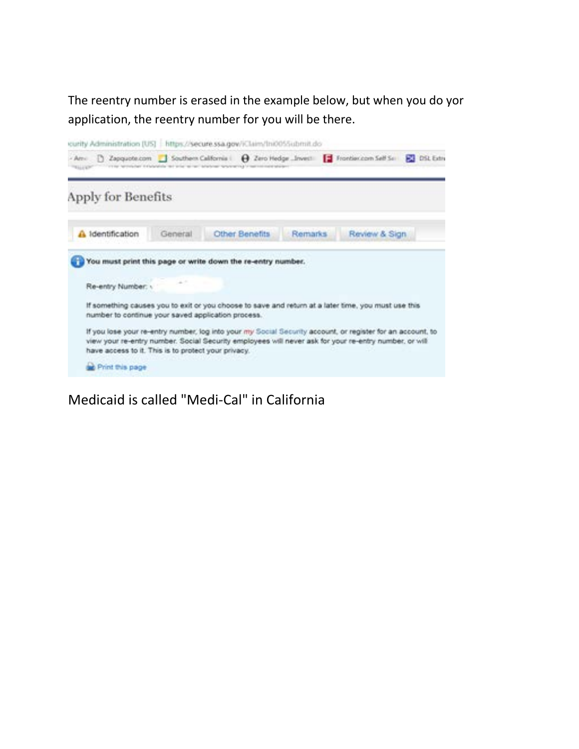The reentry number is erased in the example below, but when you do yor application, the reentry number for you will be there.

curity Administration [US] | https://secure.ssa.gov/iClaim/Ini0055ubmit.do

Apply for Benefits

Identification | General | Other Benefits | Remarks | Review & Sign

**You must print this page or write down the re-entry number.**

Re-entry Number:

If something causes you to exit or you choose to save and return at a later time, you must use this number to continue your saved application process.

If you lose your re-entry number, log into your my Social Security account, or register for an account, to view your re-entry number. Social Security employees will never ask for your re-entry number, or will have access to it. This is to protect your privacy.

Print this page

Medicaid is called "Medi-Cal" in California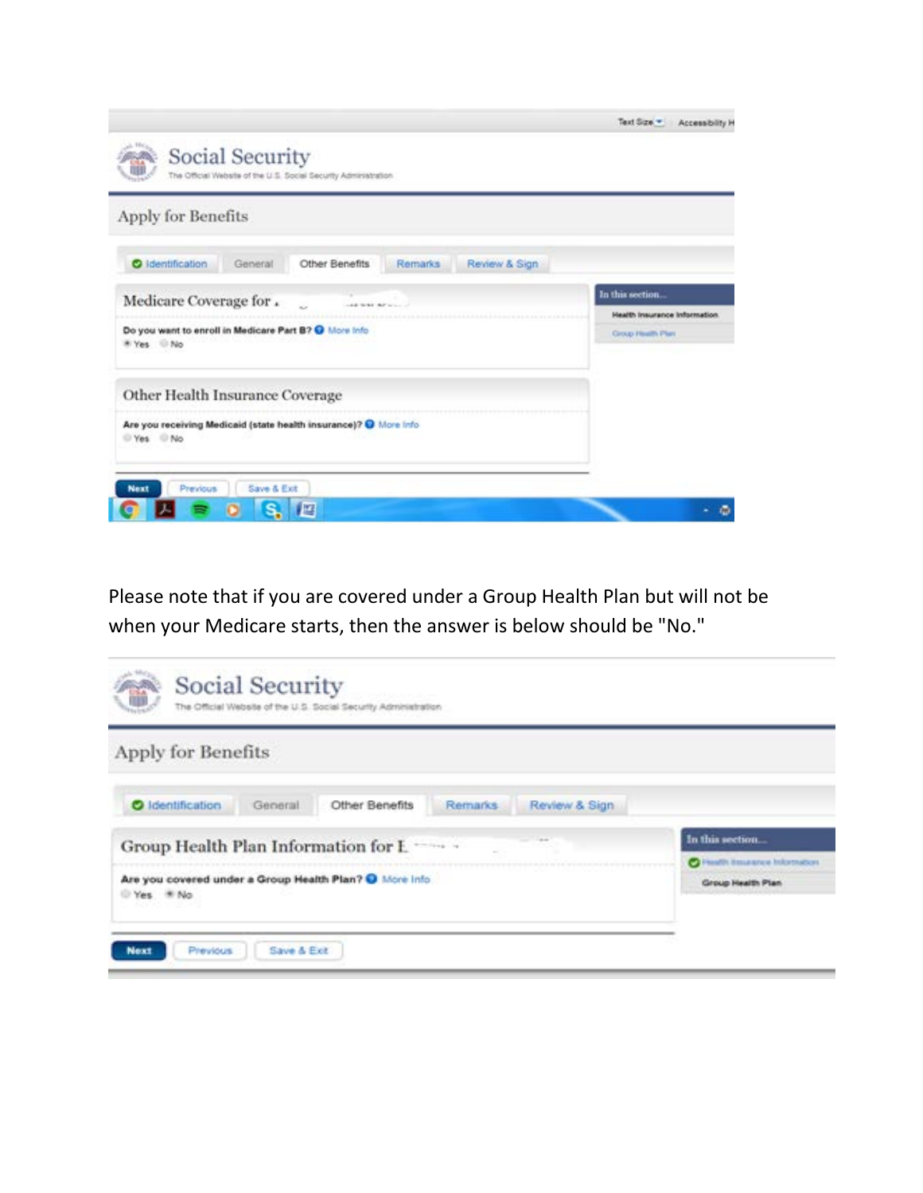Text Size · Accessibility H

Social Security
The Official Website of the U.S. Social Security Administration

Apply for Benefits

Identification | General | Other Benefits | Remarks | Review & Sign

Medicare Coverage for

Do you want to enroll in Medicare Part B? More Info
- (•) Yes
- ( ) No

Other Health Insurance Coverage

Are you receiving Medicaid (state health insurance)? More Info
- ( ) Yes
- ( ) No

In this section...
- Health Insurance Information
- Group Health Plan

Next | Previous | Save & Exit

Please note that if you are covered under a Group Health Plan but will not be when your Medicare starts, then the answer is below should be "No."

Social Security
The Official Website of the U.S. Social Security Administration

Apply for Benefits

Identification | General | Other Benefits | Remarks | Review & Sign

Group Health Plan Information for

Are you covered under a Group Health Plan? More Info
- ( ) Yes
- (•) No

In this section...
- Health Insurance Information
- Group Health Plan

Next | Previous | Save & Exit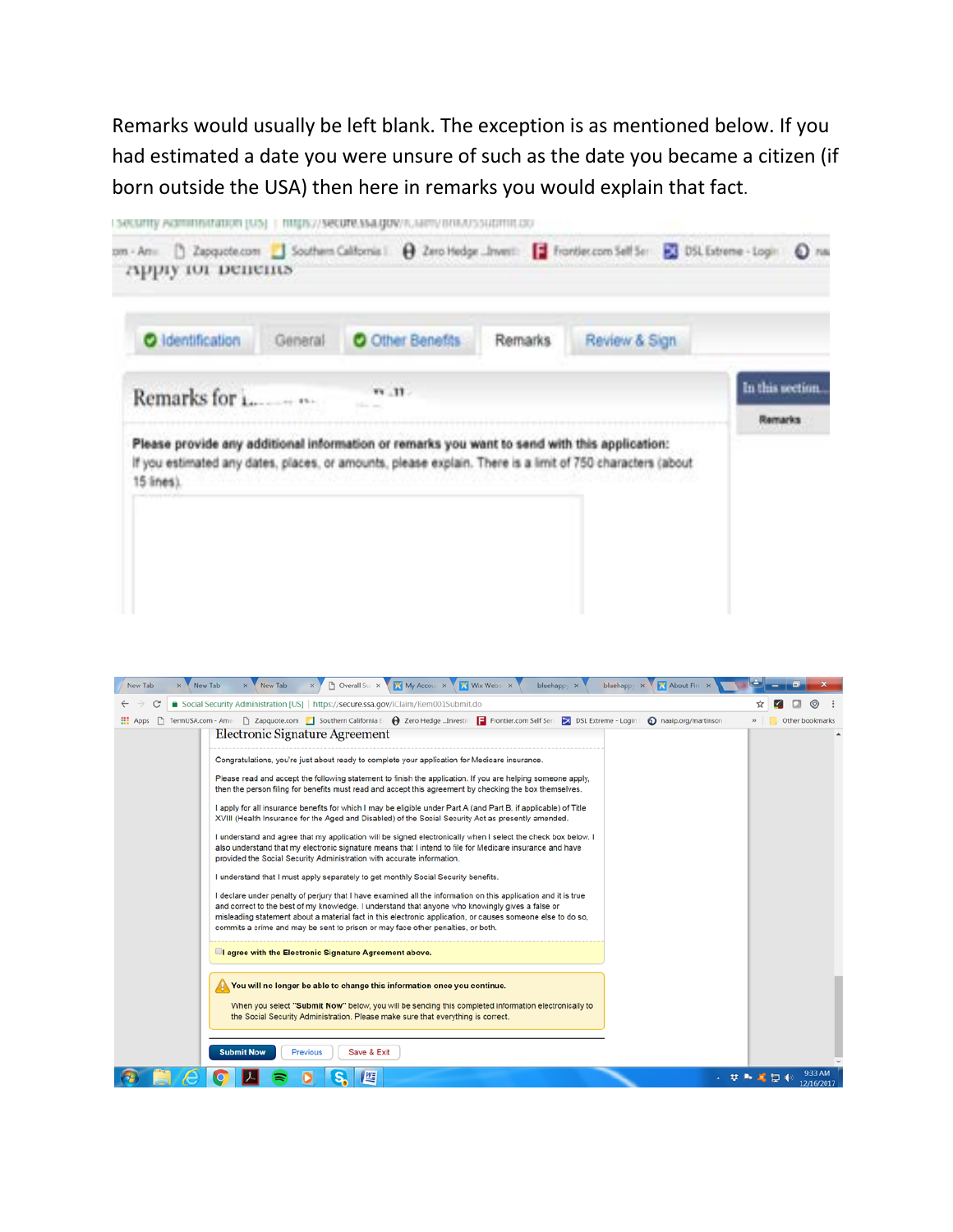Remarks would usually be left blank. The exception is as mentioned below. If you had estimated a date you were unsure of such as the date you became a citizen (if born outside the USA) then here in remarks you would explain that fact.

Remarks

Please provide any additional information or remarks you want to send with this application:
If you estimated any dates, places, or amounts, please explain. There is a limit of 750 characters (about 15 lines).

Electronic Signature Agreement

Congratulations, you're just about ready to complete your application for Medicare insurance.

Please read and accept the following statement to finish the application. If you are helping someone apply, then the person filing for benefits must read and accept this agreement by checking the box themselves.

I apply for all insurance benefits for which I may be eligible under Part A (and Part B, if applicable) of Title XVIII (Health Insurance for the Aged and Disabled) of the Social Security Act as presently amended.

I understand and agree that my application will be signed electronically when I select the check box below. I also understand that my electronic signature means that I intend to file for Medicare insurance and have provided the Social Security Administration with accurate information.

I understand that I must apply separately to get monthly Social Security benefits.

I declare under penalty of perjury that I have examined all the information on this application and it is true and correct to the best of my knowledge. I understand that anyone who knowingly gives a false or misleading statement about a material fact in this electronic application, or causes someone else to do so, commits a crime and may be sent to prison or may face other penalties, or both.

I agree with the Electronic Signature Agreement above.

You will no longer be able to change this information once you continue.

When you select "Submit Now" below, you will be sending this completed information electronically to the Social Security Administration. Please make sure that everything is correct.

Submit Now | Previous | Save & Exit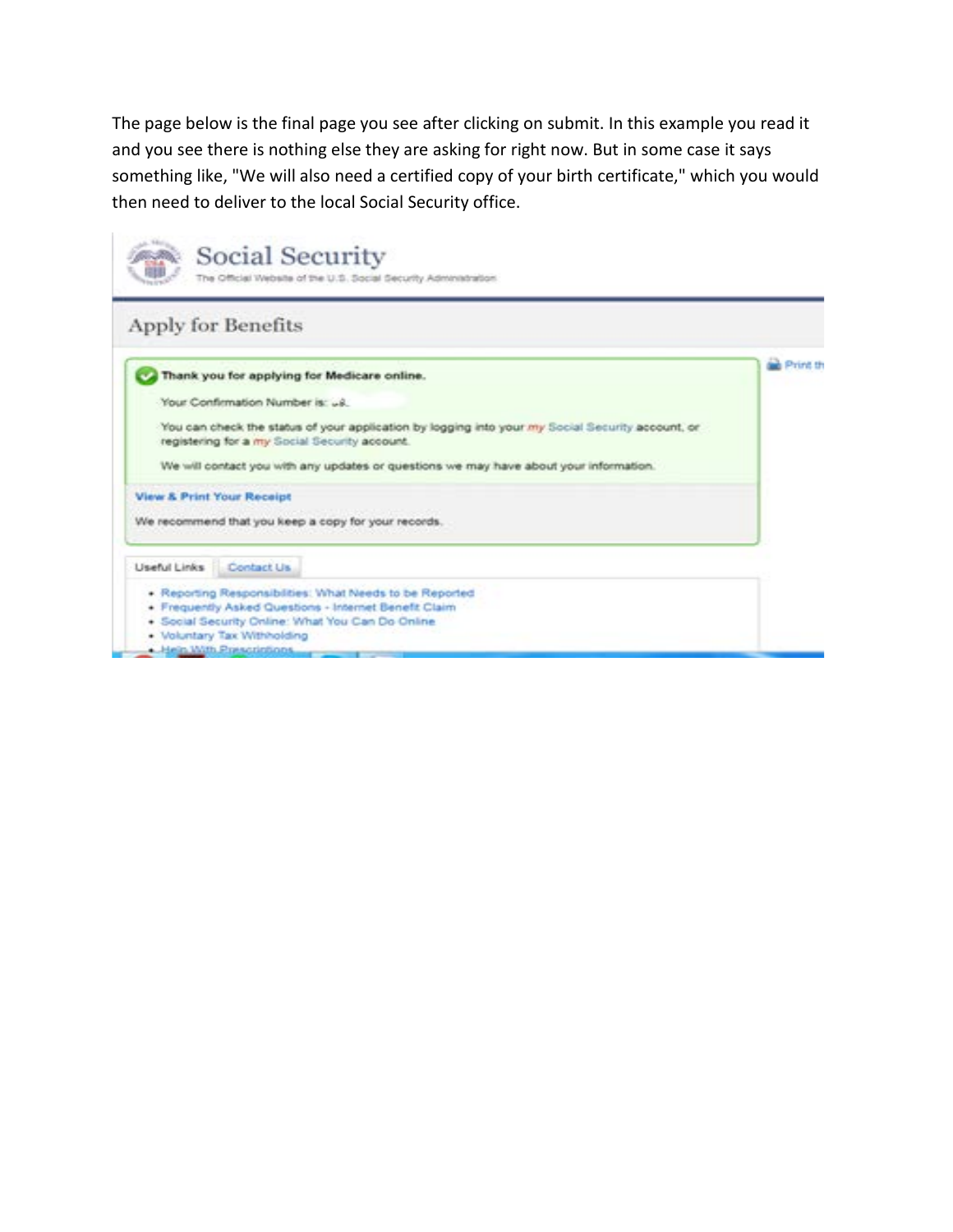The page below is the final page you see after clicking on submit. In this example you read it and you see there is nothing else they are asking for right now. But in some case it says something like, "We will also need a certified copy of your birth certificate," which you would then need to deliver to the local Social Security office.

Social Security
The Official Website of the U.S. Social Security Administration

Apply for Benefits

Print th

**Thank you for applying for Medicare online.**

Your Confirmation Number is: ...

You can check the status of your application by logging into your my Social Security account, or registering for a my Social Security account.

We will contact you with any updates or questions we may have about your information.

**View & Print Your Receipt**

We recommend that you keep a copy for your records.

Useful Links | Contact Us

- Reporting Responsibilities: What Needs to be Reported
- Frequently Asked Questions - Internet Benefit Claim
- Social Security Online: What You Can Do Online
- Voluntary Tax Withholding
- Help With Prescriptions